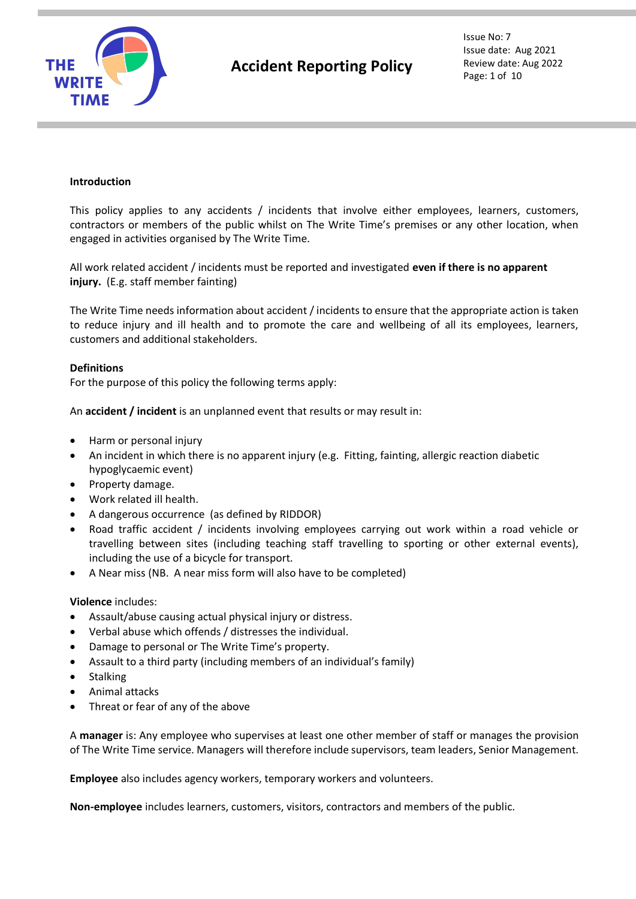# Accident Reporting Policy

Issue No: 7
Issue date: Aug 2021
Review date: Aug 2022

**Introduction**

This policy applies to any accidents / incidents that involve either employees, learners, customers, contractors or members of the public whilst on The Write Time's premises or any other location, when engaged in activities organised by The Write Time.

All work related accident / incidents must be reported and investigated **even if there is no apparent injury.** (E.g. staff member fainting)

The Write Time needs information about accident / incidents to ensure that the appropriate action is taken to reduce injury and ill health and to promote the care and wellbeing of all its employees, learners, customers and additional stakeholders.

**Definitions**

For the purpose of this policy the following terms apply:

An **accident / incident** is an unplanned event that results or may result in:

- Harm or personal injury
- An incident in which there is no apparent injury (e.g. Fitting, fainting, allergic reaction diabetic hypoglycaemic event)
- Property damage.
- Work related ill health.
- A dangerous occurrence (as defined by RIDDOR)
- Road traffic accident / incidents involving employees carrying out work within a road vehicle or travelling between sites (including teaching staff travelling to sporting or other external events), including the use of a bicycle for transport.
- A Near miss (NB. A near miss form will also have to be completed)

**Violence** includes:

- Assault/abuse causing actual physical injury or distress.
- Verbal abuse which offends / distresses the individual.
- Damage to personal or The Write Time's property.
- Assault to a third party (including members of an individual's family)
- Stalking
- Animal attacks
- Threat or fear of any of the above

A **manager** is: Any employee who supervises at least one other member of staff or manages the provision of The Write Time service. Managers will therefore include supervisors, team leaders, Senior Management.

**Employee** also includes agency workers, temporary workers and volunteers.

**Non-employee** includes learners, customers, visitors, contractors and members of the public.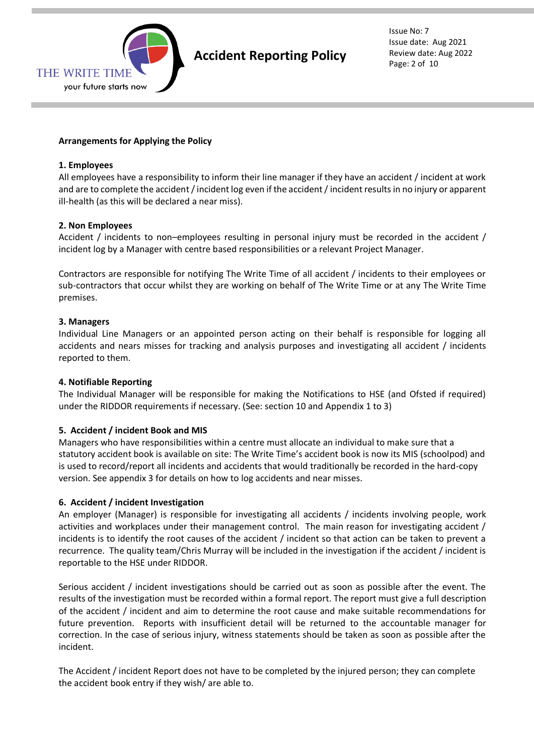**Arrangements for Applying the Policy**

**1. Employees**

All employees have a responsibility to inform their line manager if they have an accident / incident at work and are to complete the accident / incident log even if the accident / incident results in no injury or apparent ill-health (as this will be declared a near miss).

**2. Non Employees**

Accident / incidents to non–employees resulting in personal injury must be recorded in the accident / incident log by a Manager with centre based responsibilities or a relevant Project Manager.

Contractors are responsible for notifying The Write Time of all accident / incidents to their employees or sub-contractors that occur whilst they are working on behalf of The Write Time or at any The Write Time premises.

**3. Managers**

Individual Line Managers or an appointed person acting on their behalf is responsible for logging all accidents and nears misses for tracking and analysis purposes and investigating all accident / incidents reported to them.

**4. Notifiable Reporting**

The Individual Manager will be responsible for making the Notifications to HSE (and Ofsted if required) under the RIDDOR requirements if necessary. (See: section 10 and Appendix 1 to 3)

**5. Accident / incident Book and MIS**

Managers who have responsibilities within a centre must allocate an individual to make sure that a statutory accident book is available on site: The Write Time's accident book is now its MIS (schoolpod) and is used to record/report all incidents and accidents that would traditionally be recorded in the hard-copy version. See appendix 3 for details on how to log accidents and near misses.

**6. Accident / incident Investigation**

An employer (Manager) is responsible for investigating all accidents / incidents involving people, work activities and workplaces under their management control. The main reason for investigating accident / incidents is to identify the root causes of the accident / incident so that action can be taken to prevent a recurrence. The quality team/Chris Murray will be included in the investigation if the accident / incident is reportable to the HSE under RIDDOR.

Serious accident / incident investigations should be carried out as soon as possible after the event. The results of the investigation must be recorded within a formal report. The report must give a full description of the accident / incident and aim to determine the root cause and make suitable recommendations for future prevention. Reports with insufficient detail will be returned to the accountable manager for correction. In the case of serious injury, witness statements should be taken as soon as possible after the incident.

The Accident / incident Report does not have to be completed by the injured person; they can complete the accident book entry if they wish/ are able to.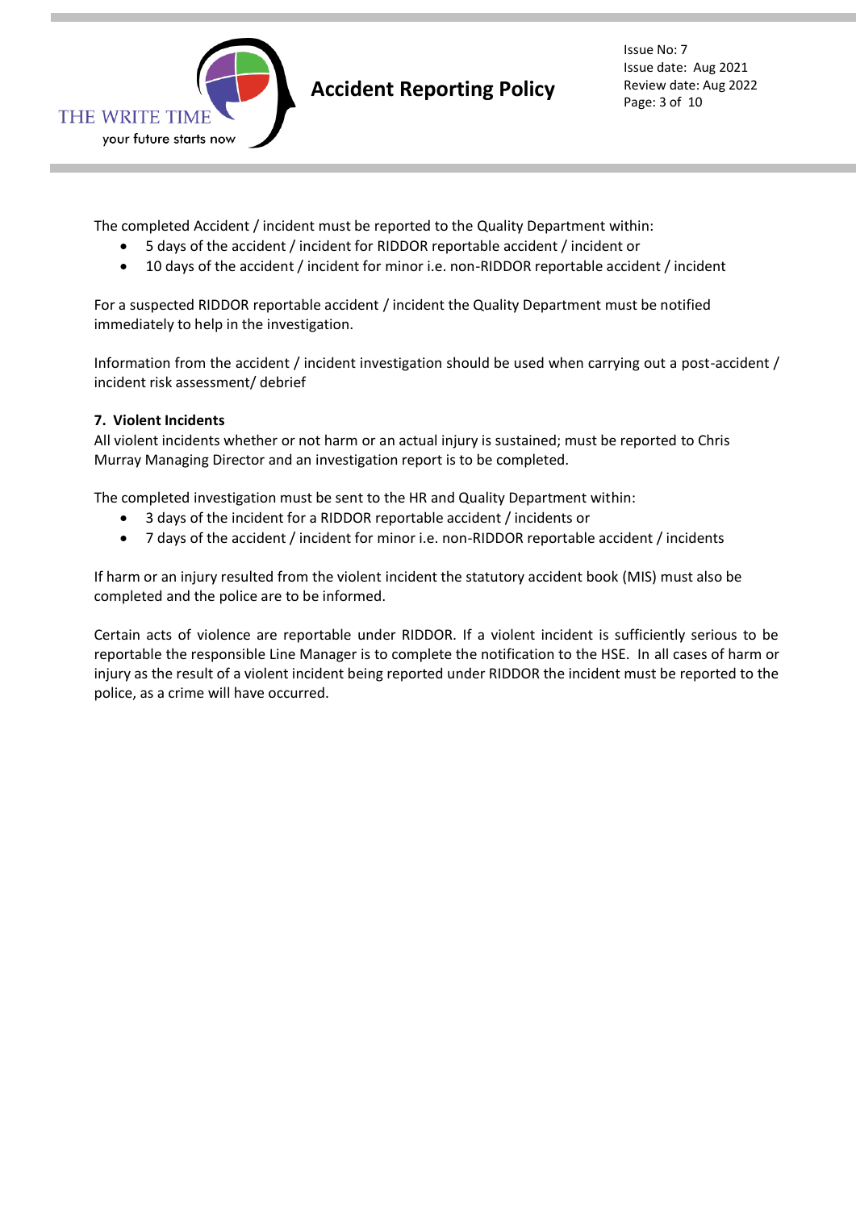The completed Accident / incident must be reported to the Quality Department within:

- 5 days of the accident / incident for RIDDOR reportable accident / incident or
- 10 days of the accident / incident for minor i.e. non-RIDDOR reportable accident / incident

For a suspected RIDDOR reportable accident / incident the Quality Department must be notified immediately to help in the investigation.

Information from the accident / incident investigation should be used when carrying out a post-accident / incident risk assessment/ debrief

**7. Violent Incidents**

All violent incidents whether or not harm or an actual injury is sustained; must be reported to Chris Murray Managing Director and an investigation report is to be completed.

The completed investigation must be sent to the HR and Quality Department within:

- 3 days of the incident for a RIDDOR reportable accident / incidents or
- 7 days of the accident / incident for minor i.e. non-RIDDOR reportable accident / incidents

If harm or an injury resulted from the violent incident the statutory accident book (MIS) must also be completed and the police are to be informed.

Certain acts of violence are reportable under RIDDOR. If a violent incident is sufficiently serious to be reportable the responsible Line Manager is to complete the notification to the HSE. In all cases of harm or injury as the result of a violent incident being reported under RIDDOR the incident must be reported to the police, as a crime will have occurred.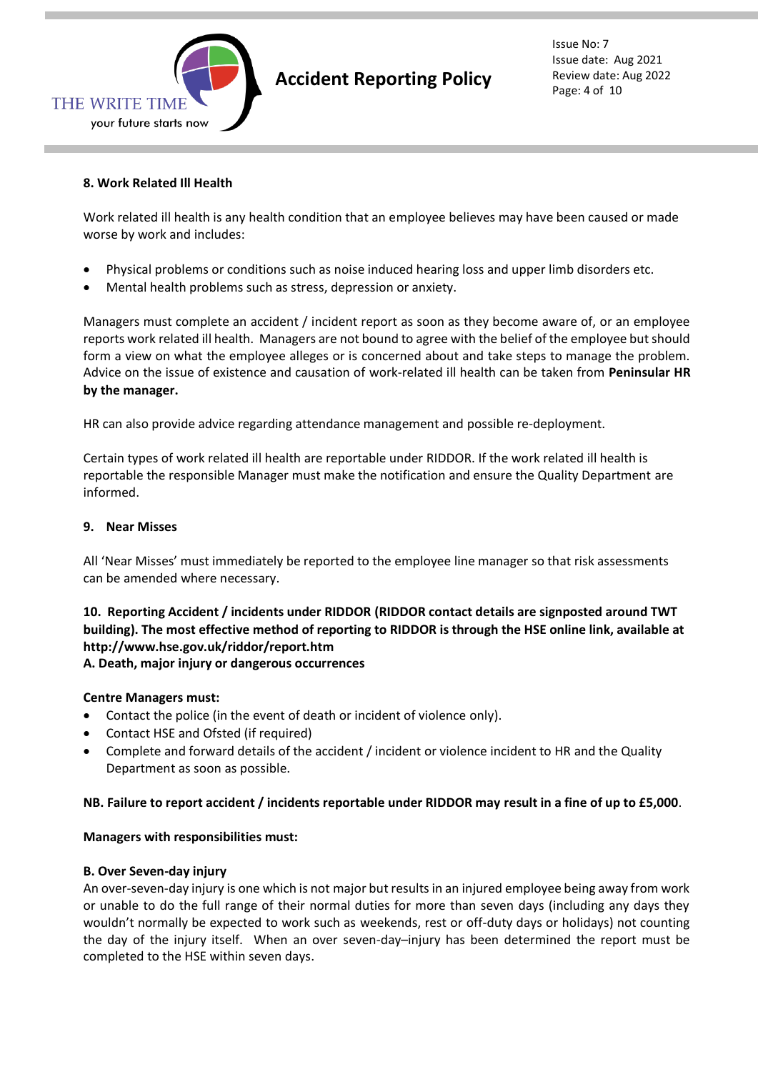**8. Work Related Ill Health**

Work related ill health is any health condition that an employee believes may have been caused or made worse by work and includes:

- Physical problems or conditions such as noise induced hearing loss and upper limb disorders etc.
- Mental health problems such as stress, depression or anxiety.

Managers must complete an accident / incident report as soon as they become aware of, or an employee reports work related ill health. Managers are not bound to agree with the belief of the employee but should form a view on what the employee alleges or is concerned about and take steps to manage the problem. Advice on the issue of existence and causation of work-related ill health can be taken from **Peninsular HR by the manager.**

HR can also provide advice regarding attendance management and possible re-deployment.

Certain types of work related ill health are reportable under RIDDOR. If the work related ill health is reportable the responsible Manager must make the notification and ensure the Quality Department are informed.

**9. Near Misses**

All 'Near Misses' must immediately be reported to the employee line manager so that risk assessments can be amended where necessary.

**10. Reporting Accident / incidents under RIDDOR (RIDDOR contact details are signposted around TWT building). The most effective method of reporting to RIDDOR is through the HSE online link, available at http://www.hse.gov.uk/riddor/report.htm**
**A. Death, major injury or dangerous occurrences**

**Centre Managers must:**

- Contact the police (in the event of death or incident of violence only).
- Contact HSE and Ofsted (if required)
- Complete and forward details of the accident / incident or violence incident to HR and the Quality Department as soon as possible.

**NB. Failure to report accident / incidents reportable under RIDDOR may result in a fine of up to £5,000**.

**Managers with responsibilities must:**

**B. Over Seven-day injury**
An over-seven-day injury is one which is not major but results in an injured employee being away from work or unable to do the full range of their normal duties for more than seven days (including any days they wouldn't normally be expected to work such as weekends, rest or off-duty days or holidays) not counting the day of the injury itself. When an over seven-day–injury has been determined the report must be completed to the HSE within seven days.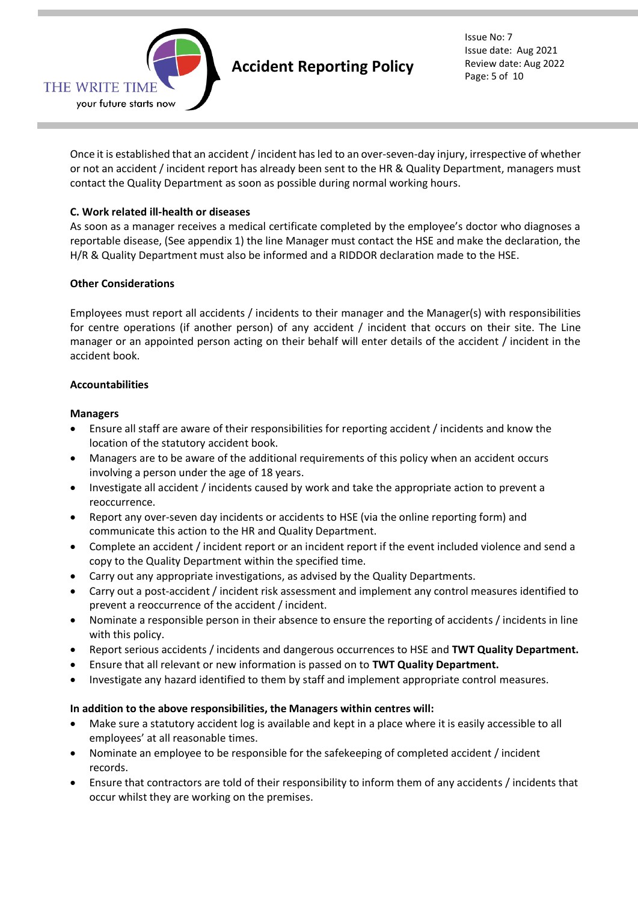Once it is established that an accident / incident has led to an over-seven-day injury, irrespective of whether or not an accident / incident report has already been sent to the HR & Quality Department, managers must contact the Quality Department as soon as possible during normal working hours.

**C. Work related ill-health or diseases**

As soon as a manager receives a medical certificate completed by the employee's doctor who diagnoses a reportable disease, (See appendix 1) the line Manager must contact the HSE and make the declaration, the H/R & Quality Department must also be informed and a RIDDOR declaration made to the HSE.

**Other Considerations**

Employees must report all accidents / incidents to their manager and the Manager(s) with responsibilities for centre operations (if another person) of any accident / incident that occurs on their site. The Line manager or an appointed person acting on their behalf will enter details of the accident / incident in the accident book.

**Accountabilities**

**Managers**

- Ensure all staff are aware of their responsibilities for reporting accident / incidents and know the location of the statutory accident book.
- Managers are to be aware of the additional requirements of this policy when an accident occurs involving a person under the age of 18 years.
- Investigate all accident / incidents caused by work and take the appropriate action to prevent a reoccurrence.
- Report any over-seven day incidents or accidents to HSE (via the online reporting form) and communicate this action to the HR and Quality Department.
- Complete an accident / incident report or an incident report if the event included violence and send a copy to the Quality Department within the specified time.
- Carry out any appropriate investigations, as advised by the Quality Departments.
- Carry out a post-accident / incident risk assessment and implement any control measures identified to prevent a reoccurrence of the accident / incident.
- Nominate a responsible person in their absence to ensure the reporting of accidents / incidents in line with this policy.
- Report serious accidents / incidents and dangerous occurrences to HSE and **TWT Quality Department.**
- Ensure that all relevant or new information is passed on to **TWT Quality Department.**
- Investigate any hazard identified to them by staff and implement appropriate control measures.

**In addition to the above responsibilities, the Managers within centres will:**

- Make sure a statutory accident log is available and kept in a place where it is easily accessible to all employees' at all reasonable times.
- Nominate an employee to be responsible for the safekeeping of completed accident / incident records.
- Ensure that contractors are told of their responsibility to inform them of any accidents / incidents that occur whilst they are working on the premises.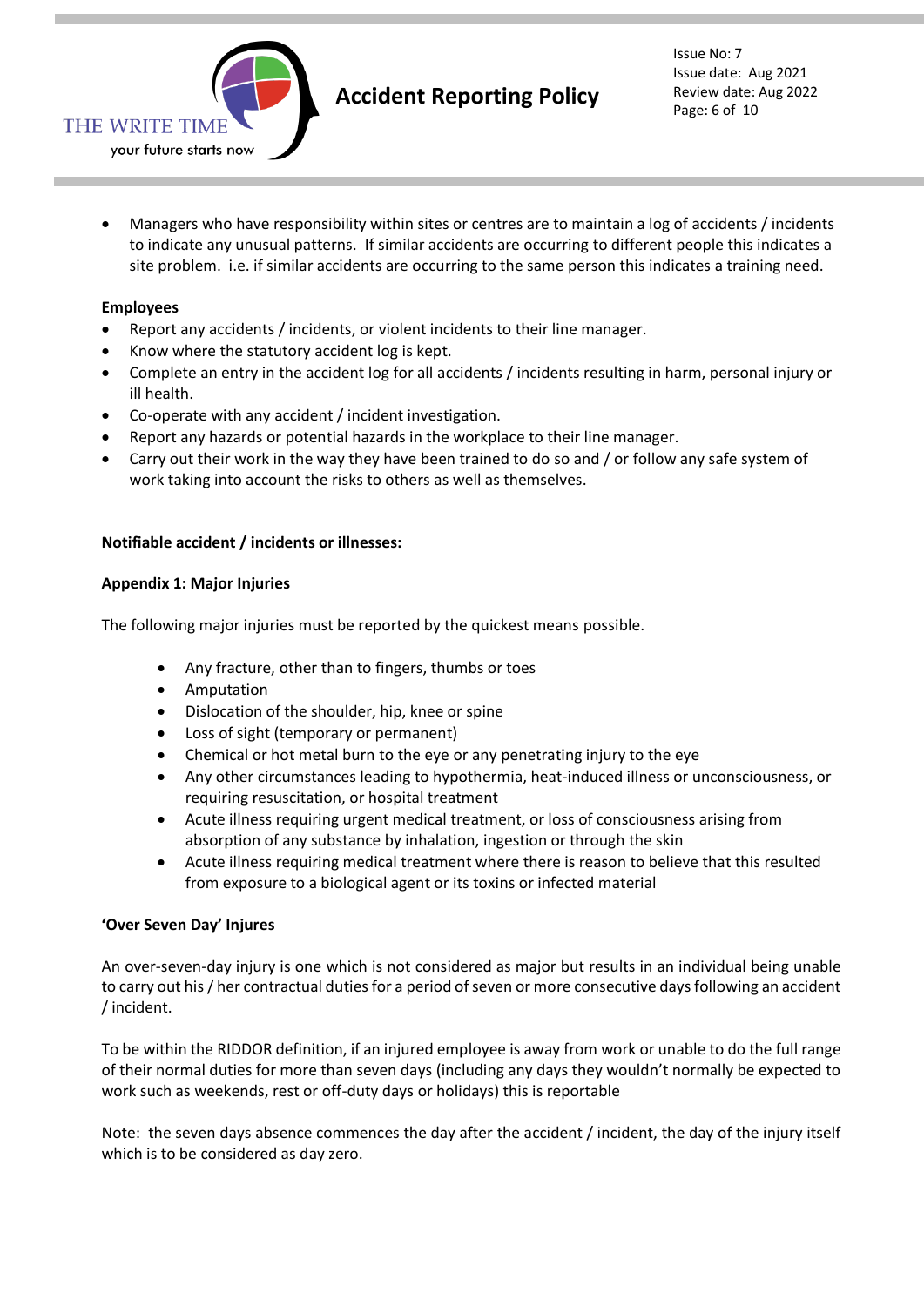- Managers who have responsibility within sites or centres are to maintain a log of accidents / incidents to indicate any unusual patterns. If similar accidents are occurring to different people this indicates a site problem. i.e. if similar accidents are occurring to the same person this indicates a training need.

**Employees**

- Report any accidents / incidents, or violent incidents to their line manager.
- Know where the statutory accident log is kept.
- Complete an entry in the accident log for all accidents / incidents resulting in harm, personal injury or ill health.
- Co-operate with any accident / incident investigation.
- Report any hazards or potential hazards in the workplace to their line manager.
- Carry out their work in the way they have been trained to do so and / or follow any safe system of work taking into account the risks to others as well as themselves.

**Notifiable accident / incidents or illnesses:**

**Appendix 1: Major Injuries**

The following major injuries must be reported by the quickest means possible.

- Any fracture, other than to fingers, thumbs or toes
- Amputation
- Dislocation of the shoulder, hip, knee or spine
- Loss of sight (temporary or permanent)
- Chemical or hot metal burn to the eye or any penetrating injury to the eye
- Any other circumstances leading to hypothermia, heat-induced illness or unconsciousness, or requiring resuscitation, or hospital treatment
- Acute illness requiring urgent medical treatment, or loss of consciousness arising from absorption of any substance by inhalation, ingestion or through the skin
- Acute illness requiring medical treatment where there is reason to believe that this resulted from exposure to a biological agent or its toxins or infected material

**'Over Seven Day' Injures**

An over-seven-day injury is one which is not considered as major but results in an individual being unable to carry out his / her contractual duties for a period of seven or more consecutive days following an accident / incident.

To be within the RIDDOR definition, if an injured employee is away from work or unable to do the full range of their normal duties for more than seven days (including any days they wouldn't normally be expected to work such as weekends, rest or off-duty days or holidays) this is reportable

Note: the seven days absence commences the day after the accident / incident, the day of the injury itself which is to be considered as day zero.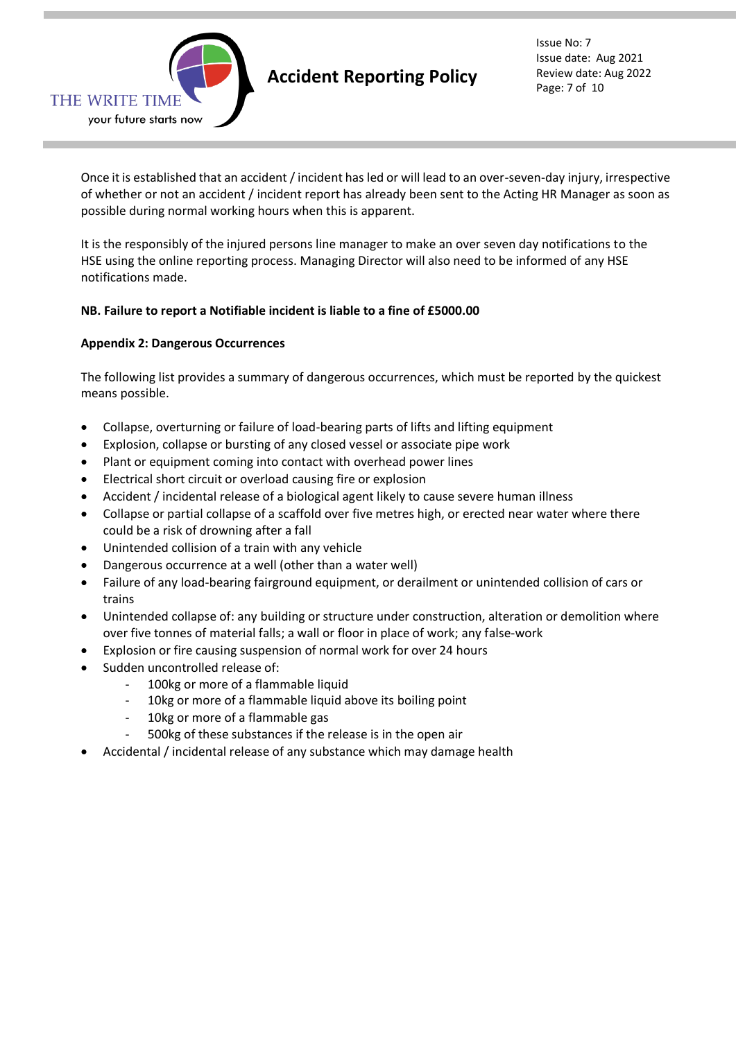Once it is established that an accident / incident has led or will lead to an over-seven-day injury, irrespective of whether or not an accident / incident report has already been sent to the Acting HR Manager as soon as possible during normal working hours when this is apparent.

It is the responsibly of the injured persons line manager to make an over seven day notifications to the HSE using the online reporting process. Managing Director will also need to be informed of any HSE notifications made.

**NB. Failure to report a Notifiable incident is liable to a fine of £5000.00**

**Appendix 2: Dangerous Occurrences**

The following list provides a summary of dangerous occurrences, which must be reported by the quickest means possible.

- Collapse, overturning or failure of load-bearing parts of lifts and lifting equipment
- Explosion, collapse or bursting of any closed vessel or associate pipe work
- Plant or equipment coming into contact with overhead power lines
- Electrical short circuit or overload causing fire or explosion
- Accident / incidental release of a biological agent likely to cause severe human illness
- Collapse or partial collapse of a scaffold over five metres high, or erected near water where there could be a risk of drowning after a fall
- Unintended collision of a train with any vehicle
- Dangerous occurrence at a well (other than a water well)
- Failure of any load-bearing fairground equipment, or derailment or unintended collision of cars or trains
- Unintended collapse of: any building or structure under construction, alteration or demolition where over five tonnes of material falls; a wall or floor in place of work; any false-work
- Explosion or fire causing suspension of normal work for over 24 hours
- Sudden uncontrolled release of:
    - 100kg or more of a flammable liquid
    - 10kg or more of a flammable liquid above its boiling point
    - 10kg or more of a flammable gas
    - 500kg of these substances if the release is in the open air
- Accidental / incidental release of any substance which may damage health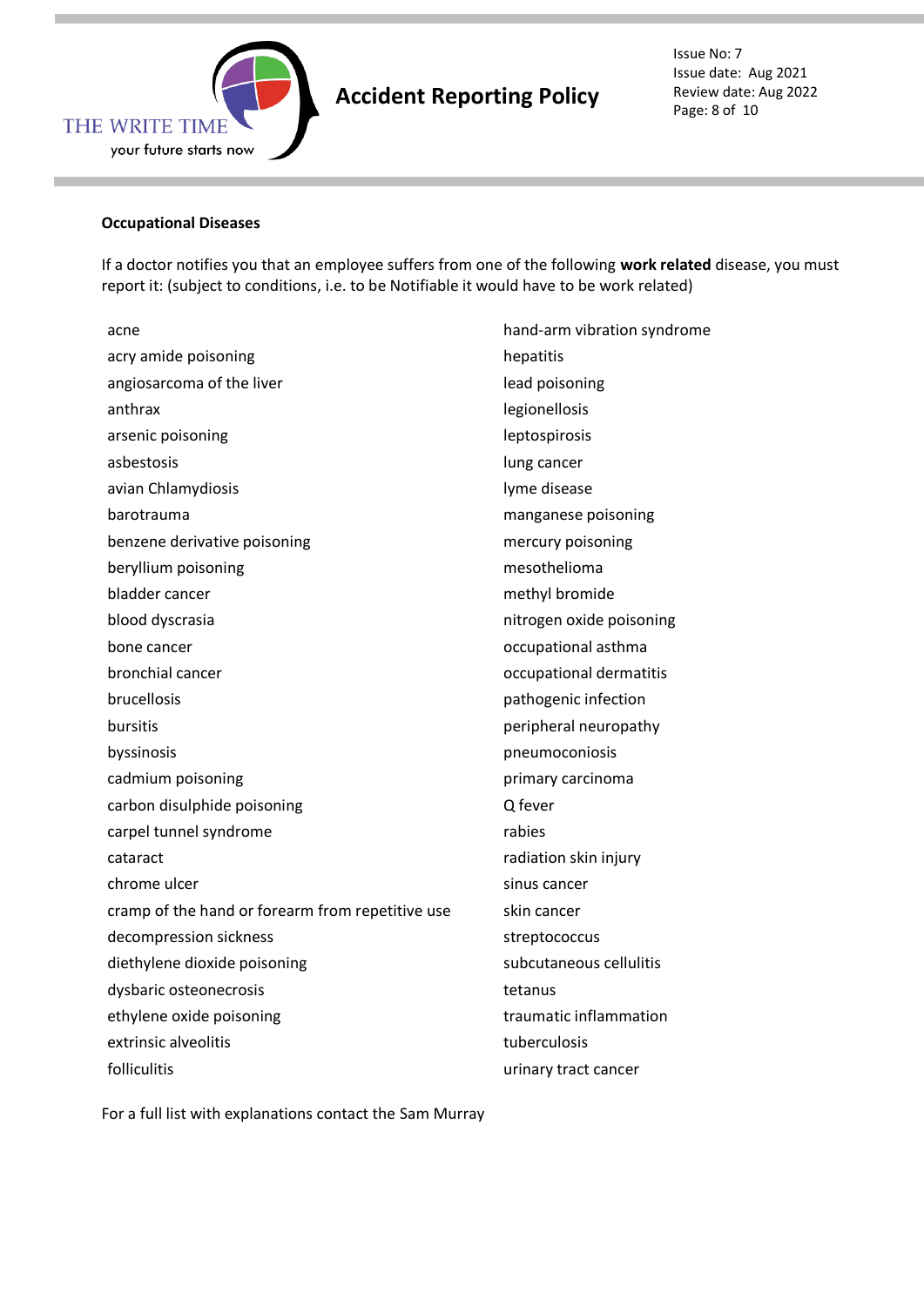**Occupational Diseases**

If a doctor notifies you that an employee suffers from one of the following **work related** disease, you must report it: (subject to conditions, i.e. to be Notifiable it would have to be work related)

- acne
- acry amide poisoning
- angiosarcoma of the liver
- anthrax
- arsenic poisoning
- asbestosis
- avian Chlamydiosis
- barotrauma
- benzene derivative poisoning
- beryllium poisoning
- bladder cancer
- blood dyscrasia
- bone cancer
- bronchial cancer
- brucellosis
- bursitis
- byssinosis
- cadmium poisoning
- carbon disulphide poisoning
- carpel tunnel syndrome
- cataract
- chrome ulcer
- cramp of the hand or forearm from repetitive use
- decompression sickness
- diethylene dioxide poisoning
- dysbaric osteonecrosis
- ethylene oxide poisoning
- extrinsic alveolitis
- folliculitis
- hand-arm vibration syndrome
- hepatitis
- lead poisoning
- legionellosis
- leptospirosis
- lung cancer
- lyme disease
- manganese poisoning
- mercury poisoning
- mesothelioma
- methyl bromide
- nitrogen oxide poisoning
- occupational asthma
- occupational dermatitis
- pathogenic infection
- peripheral neuropathy
- pneumoconiosis
- primary carcinoma
- Q fever
- rabies
- radiation skin injury
- sinus cancer
- skin cancer
- streptococcus
- subcutaneous cellulitis
- tetanus
- traumatic inflammation
- tuberculosis
- urinary tract cancer

For a full list with explanations contact the Sam Murray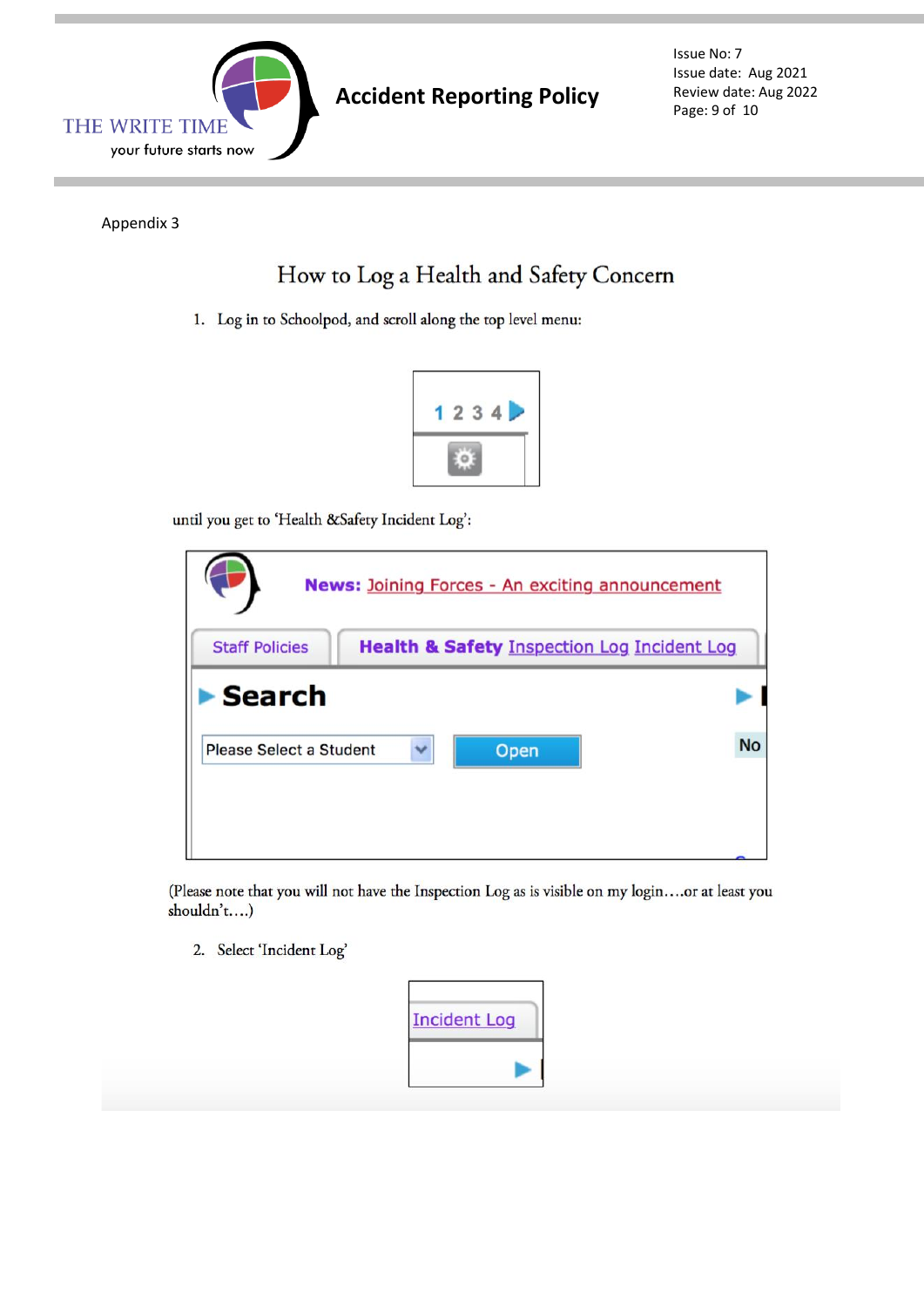Appendix 3

# How to Log a Health and Safety Concern

1. Log in to Schoolpod, and scroll along the top level menu:

until you get to 'Health &Safety Incident Log':

(Please note that you will not have the Inspection Log as is visible on my login….or at least you shouldn't….)

2. Select 'Incident Log'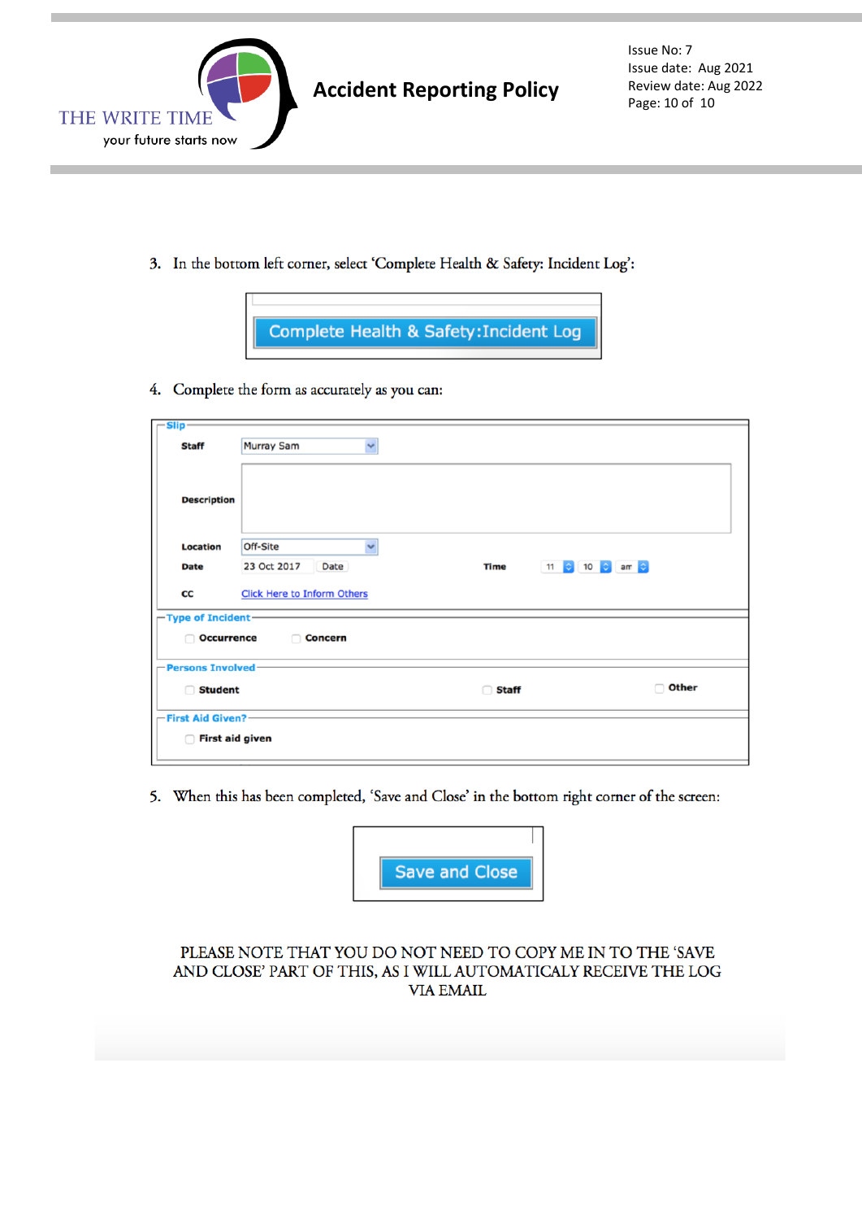3. In the bottom left corner, select 'Complete Health & Safety: Incident Log':

Complete Health & Safety:Incident Log

4. Complete the form as accurately as you can:

Slip

Staff: Murray Sam

Description

Location: Off-Site

Date: 23 Oct 2017 Date

Time: 11 10 am

CC: Click Here to Inform Others

Type of Incident

Occurrence  Concern

Persons Involved

Student  Staff  Other

First Aid Given?

First aid given

5. When this has been completed, 'Save and Close' in the bottom right corner of the screen:

Save and Close

PLEASE NOTE THAT YOU DO NOT NEED TO COPY ME IN TO THE 'SAVE AND CLOSE' PART OF THIS, AS I WILL AUTOMATICALY RECEIVE THE LOG VIA EMAIL